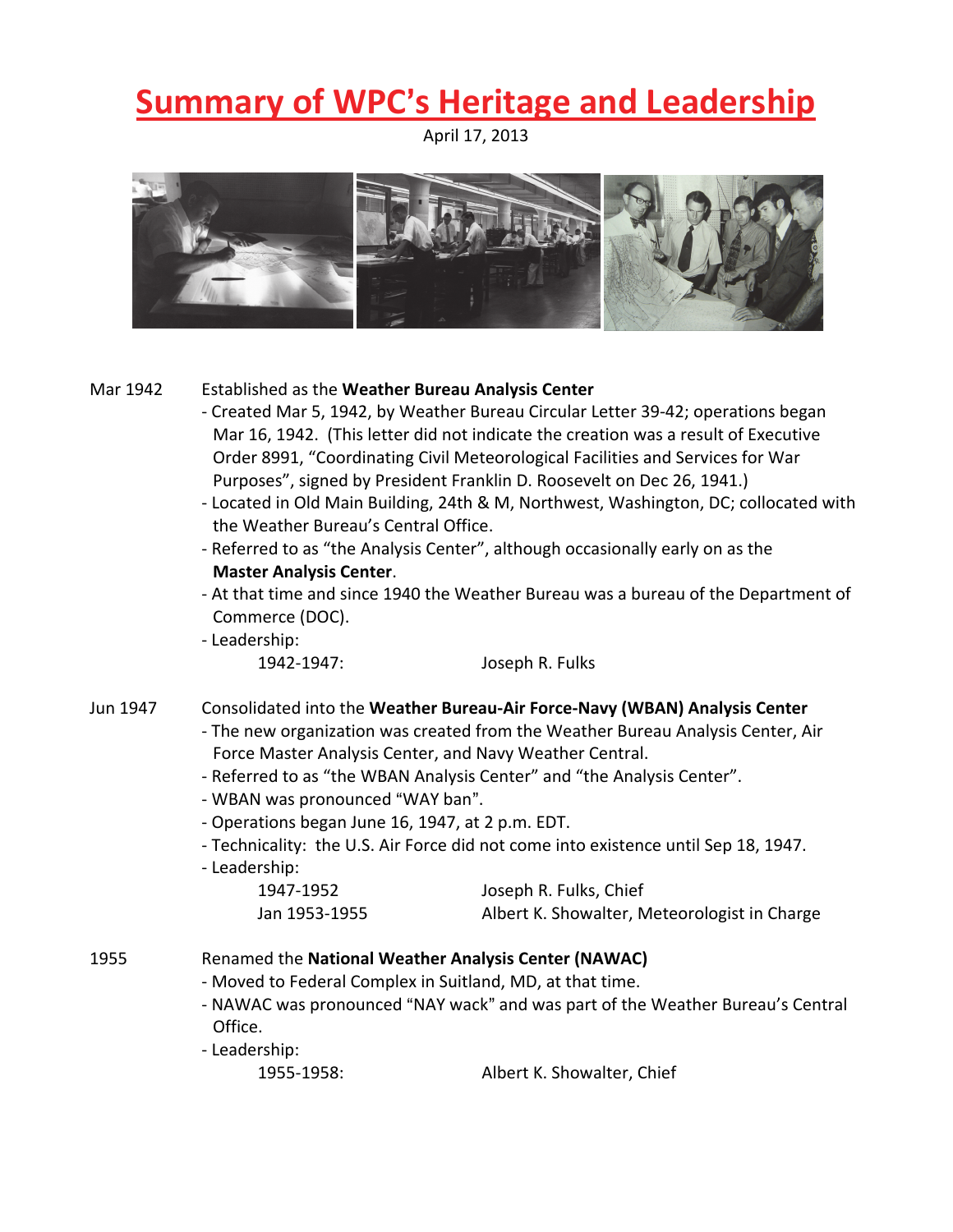# Summary of WPC's Heritage and Leadership

April 17, 2013

**Mar 1942** — Established as the **Weather Bureau Analysis Center**

- Created Mar 5, 1942, by Weather Bureau Circular Letter 39-42; operations began Mar 16, 1942. (This letter did not indicate the creation was a result of Executive Order 8991, "Coordinating Civil Meteorological Facilities and Services for War Purposes", signed by President Franklin D. Roosevelt on Dec 26, 1941.)
- Located in Old Main Building, 24th & M, Northwest, Washington, DC; collocated with the Weather Bureau's Central Office.
- Referred to as "the Analysis Center", although occasionally early on as the **Master Analysis Center**.
- At that time and since 1940 the Weather Bureau was a bureau of the Department of Commerce (DOC).
- Leadership:

| | |
|---|---|
| 1942-1947: | Joseph R. Fulks |

**Jun 1947** — Consolidated into the **Weather Bureau-Air Force-Navy (WBAN) Analysis Center**

- The new organization was created from the Weather Bureau Analysis Center, Air Force Master Analysis Center, and Navy Weather Central.
- Referred to as "the WBAN Analysis Center" and "the Analysis Center".
- WBAN was pronounced "WAY ban".
- Operations began June 16, 1947, at 2 p.m. EDT.
- Technicality: the U.S. Air Force did not come into existence until Sep 18, 1947.
- Leadership:

| | |
|---|---|
| 1947-1952 | Joseph R. Fulks, Chief |
| Jan 1953-1955 | Albert K. Showalter, Meteorologist in Charge |

**1955** — Renamed the **National Weather Analysis Center (NAWAC)**

- Moved to Federal Complex in Suitland, MD, at that time.
- NAWAC was pronounced "NAY wack" and was part of the Weather Bureau's Central Office.
- Leadership:

| | |
|---|---|
| 1955-1958: | Albert K. Showalter, Chief |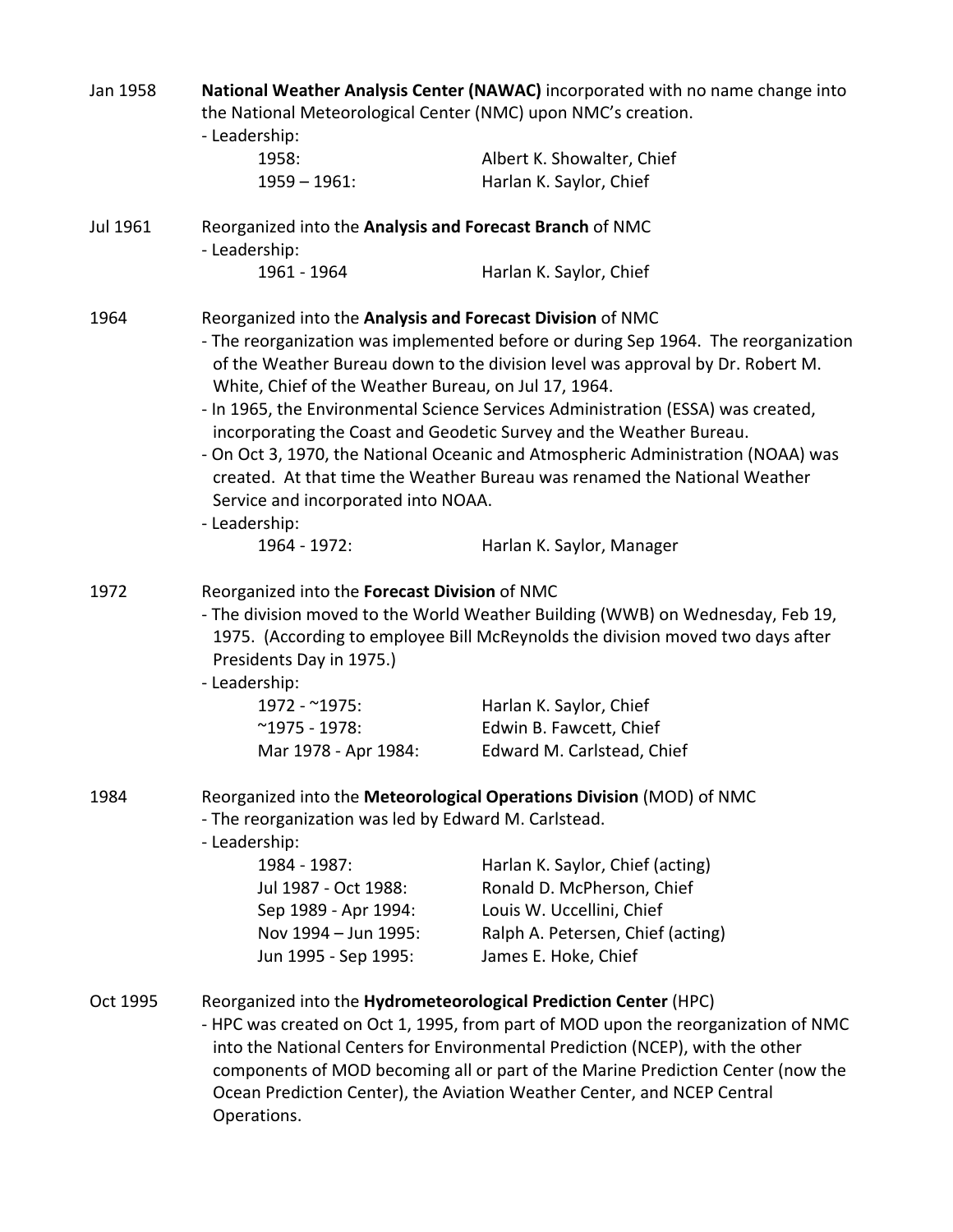Jan 1958 **National Weather Analysis Center (NAWAC)** incorporated with no name change into the National Meteorological Center (NMC) upon NMC's creation.

- Leadership:

| | |
|---|---|
| 1958: | Albert K. Showalter, Chief |
| 1959 – 1961: | Harlan K. Saylor, Chief |

Jul 1961 Reorganized into the **Analysis and Forecast Branch** of NMC

- Leadership:

| | |
|---|---|
| 1961 - 1964 | Harlan K. Saylor, Chief |

1964 Reorganized into the **Analysis and Forecast Division** of NMC

- The reorganization was implemented before or during Sep 1964. The reorganization of the Weather Bureau down to the division level was approval by Dr. Robert M. White, Chief of the Weather Bureau, on Jul 17, 1964.
- In 1965, the Environmental Science Services Administration (ESSA) was created, incorporating the Coast and Geodetic Survey and the Weather Bureau.
- On Oct 3, 1970, the National Oceanic and Atmospheric Administration (NOAA) was created. At that time the Weather Bureau was renamed the National Weather Service and incorporated into NOAA.
- Leadership:

| | |
|---|---|
| 1964 - 1972: | Harlan K. Saylor, Manager |

1972 Reorganized into the **Forecast Division** of NMC

- The division moved to the World Weather Building (WWB) on Wednesday, Feb 19, 1975. (According to employee Bill McReynolds the division moved two days after Presidents Day in 1975.)
- Leadership:

| | |
|---|---|
| 1972 - ~1975: | Harlan K. Saylor, Chief |
| ~1975 - 1978: | Edwin B. Fawcett, Chief |
| Mar 1978 - Apr 1984: | Edward M. Carlstead, Chief |

1984 Reorganized into the **Meteorological Operations Division** (MOD) of NMC

- The reorganization was led by Edward M. Carlstead.
- Leadership:

| | |
|---|---|
| 1984 - 1987: | Harlan K. Saylor, Chief (acting) |
| Jul 1987 - Oct 1988: | Ronald D. McPherson, Chief |
| Sep 1989 - Apr 1994: | Louis W. Uccellini, Chief |
| Nov 1994 – Jun 1995: | Ralph A. Petersen, Chief (acting) |
| Jun 1995 - Sep 1995: | James E. Hoke, Chief |

Oct 1995 Reorganized into the **Hydrometeorological Prediction Center** (HPC)

- HPC was created on Oct 1, 1995, from part of MOD upon the reorganization of NMC into the National Centers for Environmental Prediction (NCEP), with the other components of MOD becoming all or part of the Marine Prediction Center (now the Ocean Prediction Center), the Aviation Weather Center, and NCEP Central Operations.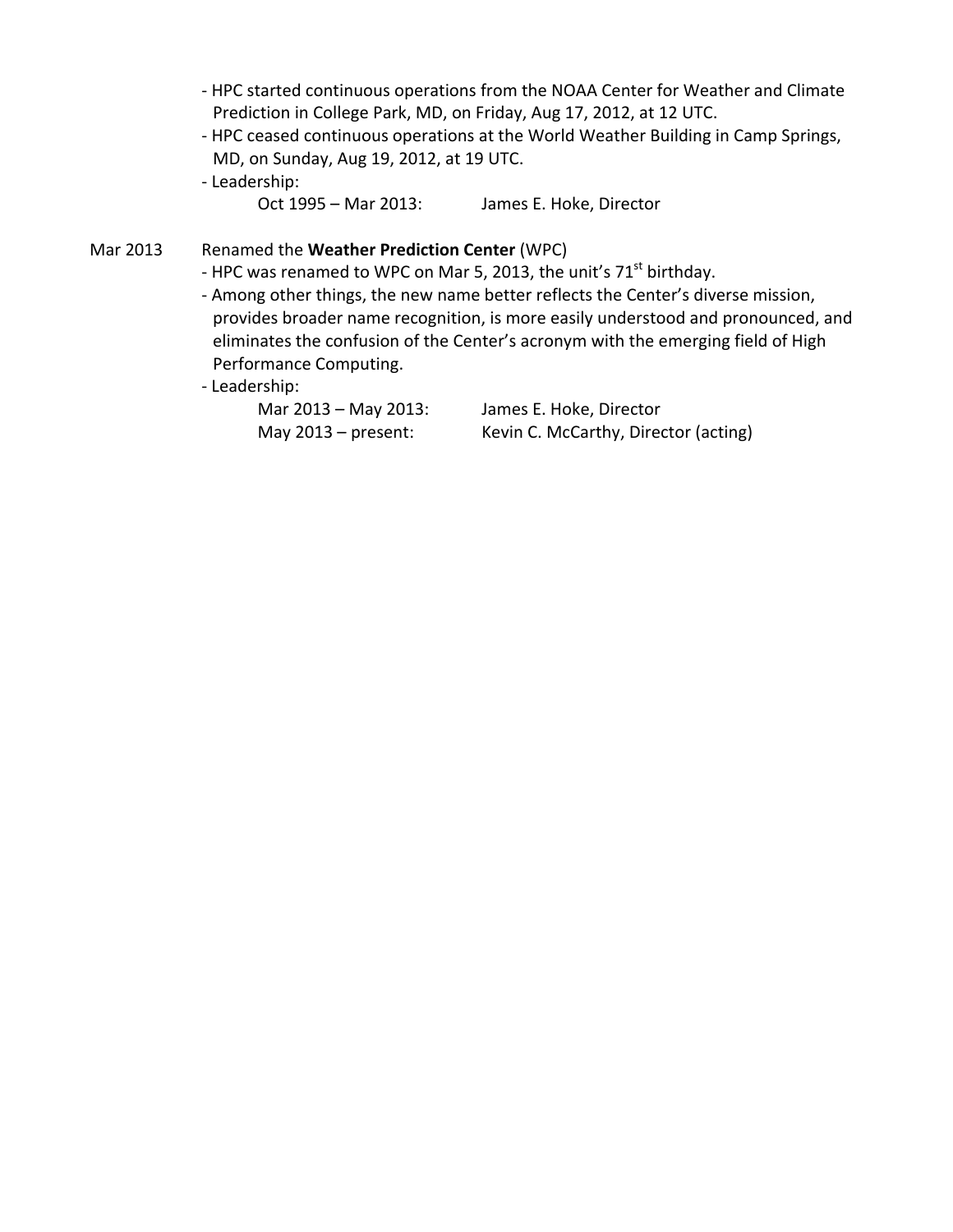- HPC started continuous operations from the NOAA Center for Weather and Climate Prediction in College Park, MD, on Friday, Aug 17, 2012, at 12 UTC.
- HPC ceased continuous operations at the World Weather Building in Camp Springs, MD, on Sunday, Aug 19, 2012, at 19 UTC.
- Leadership:
  - Oct 1995 – Mar 2013: James E. Hoke, Director

Mar 2013 Renamed the **Weather Prediction Center** (WPC)

- HPC was renamed to WPC on Mar 5, 2013, the unit's 71st birthday.
- Among other things, the new name better reflects the Center's diverse mission, provides broader name recognition, is more easily understood and pronounced, and eliminates the confusion of the Center's acronym with the emerging field of High Performance Computing.
- Leadership:
  - Mar 2013 – May 2013: James E. Hoke, Director
  - May 2013 – present: Kevin C. McCarthy, Director (acting)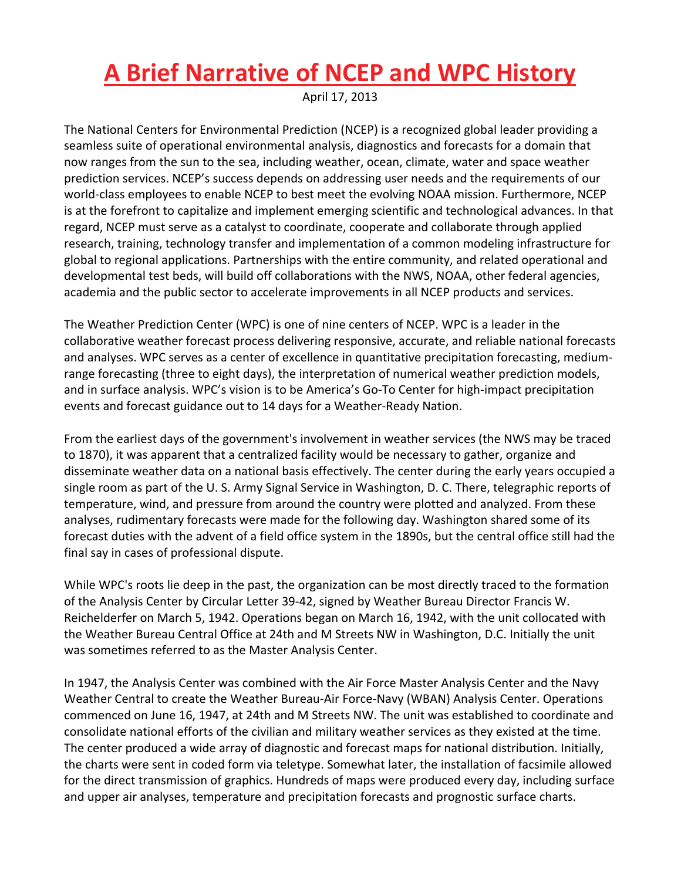# A Brief Narrative of NCEP and WPC History

April 17, 2013

The National Centers for Environmental Prediction (NCEP) is a recognized global leader providing a seamless suite of operational environmental analysis, diagnostics and forecasts for a domain that now ranges from the sun to the sea, including weather, ocean, climate, water and space weather prediction services. NCEP's success depends on addressing user needs and the requirements of our world-class employees to enable NCEP to best meet the evolving NOAA mission. Furthermore, NCEP is at the forefront to capitalize and implement emerging scientific and technological advances. In that regard, NCEP must serve as a catalyst to coordinate, cooperate and collaborate through applied research, training, technology transfer and implementation of a common modeling infrastructure for global to regional applications. Partnerships with the entire community, and related operational and developmental test beds, will build off collaborations with the NWS, NOAA, other federal agencies, academia and the public sector to accelerate improvements in all NCEP products and services.

The Weather Prediction Center (WPC) is one of nine centers of NCEP. WPC is a leader in the collaborative weather forecast process delivering responsive, accurate, and reliable national forecasts and analyses. WPC serves as a center of excellence in quantitative precipitation forecasting, medium-range forecasting (three to eight days), the interpretation of numerical weather prediction models, and in surface analysis. WPC's vision is to be America's Go-To Center for high-impact precipitation events and forecast guidance out to 14 days for a Weather-Ready Nation.

From the earliest days of the government's involvement in weather services (the NWS may be traced to 1870), it was apparent that a centralized facility would be necessary to gather, organize and disseminate weather data on a national basis effectively. The center during the early years occupied a single room as part of the U. S. Army Signal Service in Washington, D. C. There, telegraphic reports of temperature, wind, and pressure from around the country were plotted and analyzed. From these analyses, rudimentary forecasts were made for the following day. Washington shared some of its forecast duties with the advent of a field office system in the 1890s, but the central office still had the final say in cases of professional dispute.

While WPC's roots lie deep in the past, the organization can be most directly traced to the formation of the Analysis Center by Circular Letter 39-42, signed by Weather Bureau Director Francis W. Reichelderfer on March 5, 1942. Operations began on March 16, 1942, with the unit collocated with the Weather Bureau Central Office at 24th and M Streets NW in Washington, D.C. Initially the unit was sometimes referred to as the Master Analysis Center.

In 1947, the Analysis Center was combined with the Air Force Master Analysis Center and the Navy Weather Central to create the Weather Bureau-Air Force-Navy (WBAN) Analysis Center. Operations commenced on June 16, 1947, at 24th and M Streets NW. The unit was established to coordinate and consolidate national efforts of the civilian and military weather services as they existed at the time. The center produced a wide array of diagnostic and forecast maps for national distribution. Initially, the charts were sent in coded form via teletype. Somewhat later, the installation of facsimile allowed for the direct transmission of graphics. Hundreds of maps were produced every day, including surface and upper air analyses, temperature and precipitation forecasts and prognostic surface charts.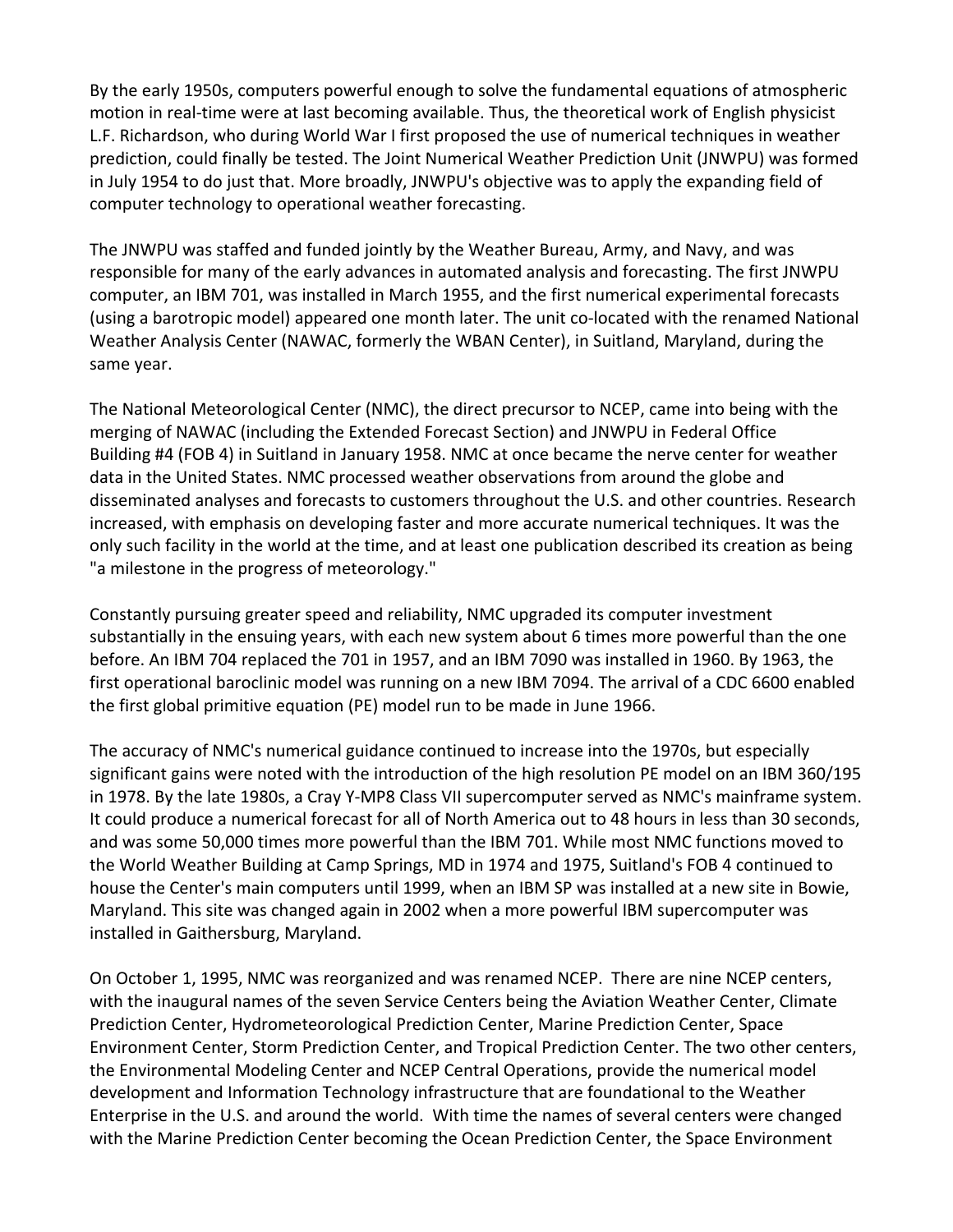By the early 1950s, computers powerful enough to solve the fundamental equations of atmospheric motion in real-time were at last becoming available. Thus, the theoretical work of English physicist L.F. Richardson, who during World War I first proposed the use of numerical techniques in weather prediction, could finally be tested. The Joint Numerical Weather Prediction Unit (JNWPU) was formed in July 1954 to do just that. More broadly, JNWPU's objective was to apply the expanding field of computer technology to operational weather forecasting.

The JNWPU was staffed and funded jointly by the Weather Bureau, Army, and Navy, and was responsible for many of the early advances in automated analysis and forecasting. The first JNWPU computer, an IBM 701, was installed in March 1955, and the first numerical experimental forecasts (using a barotropic model) appeared one month later. The unit co-located with the renamed National Weather Analysis Center (NAWAC, formerly the WBAN Center), in Suitland, Maryland, during the same year.

The National Meteorological Center (NMC), the direct precursor to NCEP, came into being with the merging of NAWAC (including the Extended Forecast Section) and JNWPU in Federal Office Building #4 (FOB 4) in Suitland in January 1958. NMC at once became the nerve center for weather data in the United States. NMC processed weather observations from around the globe and disseminated analyses and forecasts to customers throughout the U.S. and other countries. Research increased, with emphasis on developing faster and more accurate numerical techniques. It was the only such facility in the world at the time, and at least one publication described its creation as being "a milestone in the progress of meteorology."

Constantly pursuing greater speed and reliability, NMC upgraded its computer investment substantially in the ensuing years, with each new system about 6 times more powerful than the one before. An IBM 704 replaced the 701 in 1957, and an IBM 7090 was installed in 1960. By 1963, the first operational baroclinic model was running on a new IBM 7094. The arrival of a CDC 6600 enabled the first global primitive equation (PE) model run to be made in June 1966.

The accuracy of NMC's numerical guidance continued to increase into the 1970s, but especially significant gains were noted with the introduction of the high resolution PE model on an IBM 360/195 in 1978. By the late 1980s, a Cray Y-MP8 Class VII supercomputer served as NMC's mainframe system. It could produce a numerical forecast for all of North America out to 48 hours in less than 30 seconds, and was some 50,000 times more powerful than the IBM 701. While most NMC functions moved to the World Weather Building at Camp Springs, MD in 1974 and 1975, Suitland's FOB 4 continued to house the Center's main computers until 1999, when an IBM SP was installed at a new site in Bowie, Maryland. This site was changed again in 2002 when a more powerful IBM supercomputer was installed in Gaithersburg, Maryland.

On October 1, 1995, NMC was reorganized and was renamed NCEP. There are nine NCEP centers, with the inaugural names of the seven Service Centers being the Aviation Weather Center, Climate Prediction Center, Hydrometeorological Prediction Center, Marine Prediction Center, Space Environment Center, Storm Prediction Center, and Tropical Prediction Center. The two other centers, the Environmental Modeling Center and NCEP Central Operations, provide the numerical model development and Information Technology infrastructure that are foundational to the Weather Enterprise in the U.S. and around the world. With time the names of several centers were changed with the Marine Prediction Center becoming the Ocean Prediction Center, the Space Environment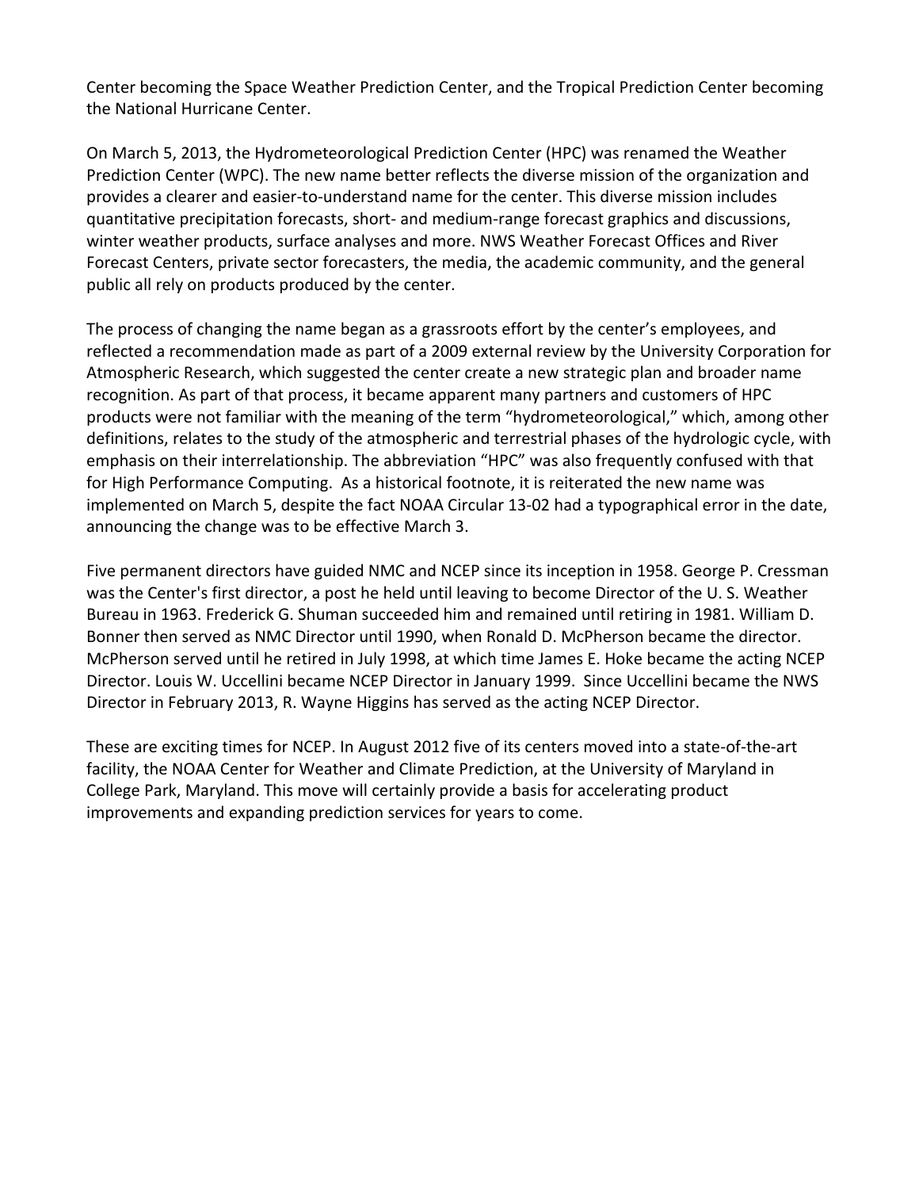Center becoming the Space Weather Prediction Center, and the Tropical Prediction Center becoming the National Hurricane Center.

On March 5, 2013, the Hydrometeorological Prediction Center (HPC) was renamed the Weather Prediction Center (WPC). The new name better reflects the diverse mission of the organization and provides a clearer and easier-to-understand name for the center. This diverse mission includes quantitative precipitation forecasts, short- and medium-range forecast graphics and discussions, winter weather products, surface analyses and more. NWS Weather Forecast Offices and River Forecast Centers, private sector forecasters, the media, the academic community, and the general public all rely on products produced by the center.

The process of changing the name began as a grassroots effort by the center's employees, and reflected a recommendation made as part of a 2009 external review by the University Corporation for Atmospheric Research, which suggested the center create a new strategic plan and broader name recognition. As part of that process, it became apparent many partners and customers of HPC products were not familiar with the meaning of the term "hydrometeorological," which, among other definitions, relates to the study of the atmospheric and terrestrial phases of the hydrologic cycle, with emphasis on their interrelationship. The abbreviation "HPC" was also frequently confused with that for High Performance Computing. As a historical footnote, it is reiterated the new name was implemented on March 5, despite the fact NOAA Circular 13-02 had a typographical error in the date, announcing the change was to be effective March 3.

Five permanent directors have guided NMC and NCEP since its inception in 1958. George P. Cressman was the Center's first director, a post he held until leaving to become Director of the U. S. Weather Bureau in 1963. Frederick G. Shuman succeeded him and remained until retiring in 1981. William D. Bonner then served as NMC Director until 1990, when Ronald D. McPherson became the director. McPherson served until he retired in July 1998, at which time James E. Hoke became the acting NCEP Director. Louis W. Uccellini became NCEP Director in January 1999. Since Uccellini became the NWS Director in February 2013, R. Wayne Higgins has served as the acting NCEP Director.

These are exciting times for NCEP. In August 2012 five of its centers moved into a state-of-the-art facility, the NOAA Center for Weather and Climate Prediction, at the University of Maryland in College Park, Maryland. This move will certainly provide a basis for accelerating product improvements and expanding prediction services for years to come.